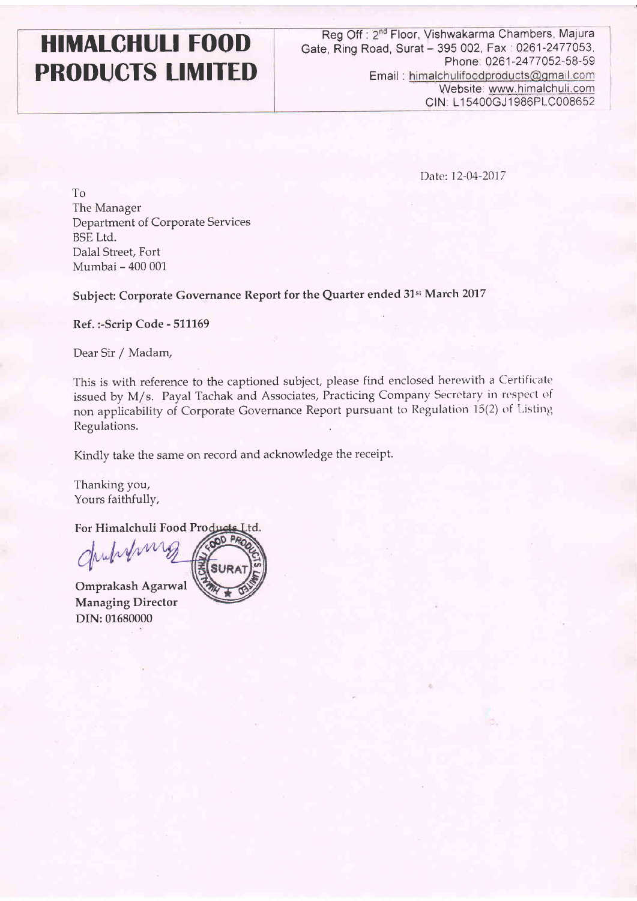# HIMALCHULI FOOD PRODUCTS LIMITED

Reg Off : 2nd Floor, Vishwakarma Chambers, Majura Gate, Ring Road, Surat – 395 002, Fax : 0261-2477053, Phone: 0261-2477052-58-59
Email : himalchulifoodproducts@gmail.com
Website: www.himalchuli.com
CIN: L15400GJ1986PLC008652

Date: 12-04-2017

To
The Manager
Department of Corporate Services
BSE Ltd.
Dalal Street, Fort
Mumbai – 400 001

**Subject: Corporate Governance Report for the Quarter ended 31st March 2017**

**Ref. :-Scrip Code - 511169**

Dear Sir / Madam,

This is with reference to the captioned subject, please find enclosed herewith a Certificate issued by M/s. Payal Tachak and Associates, Practicing Company Secretary in respect of non applicability of Corporate Governance Report pursuant to Regulation 15(2) of Listing Regulations.

Kindly take the same on record and acknowledge the receipt.

Thanking you,
Yours faithfully,

**For Himalchuli Food Products Ltd.**

**Omprakash Agarwal**
**Managing Director**
**DIN: 01680000**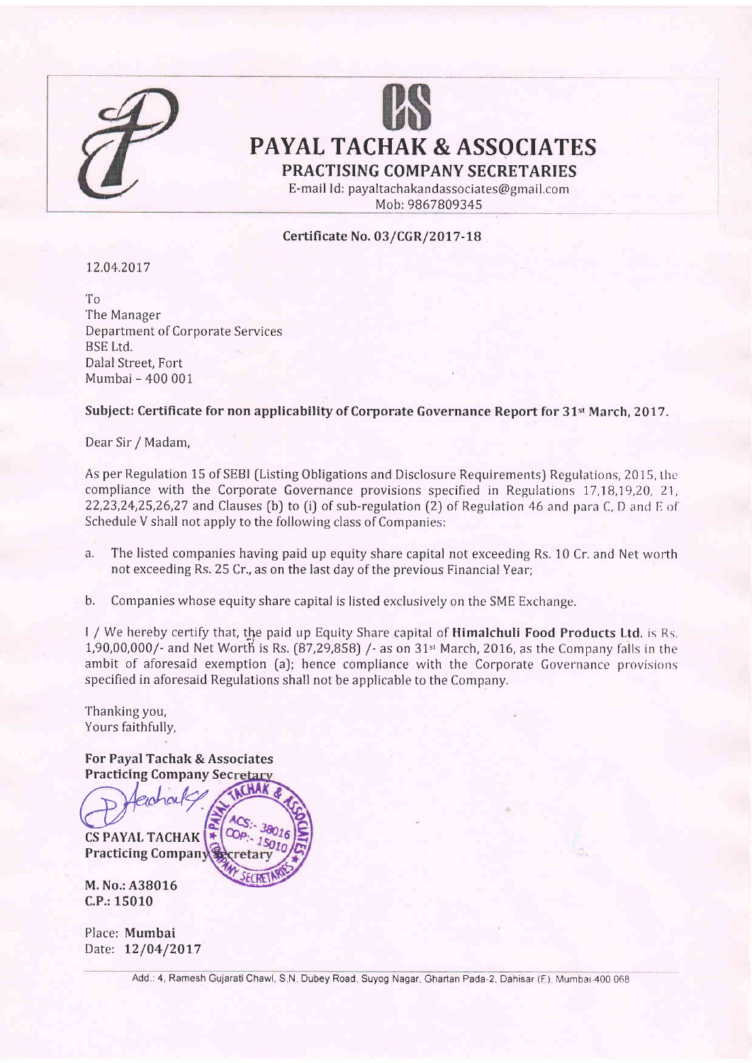# PAYAL TACHAK & ASSOCIATES

## PRACTISING COMPANY SECRETARIES

E-mail Id: payaltachakandassociates@gmail.com
Mob: 9867809345

**Certificate No. 03/CGR/2017-18**

12.04.2017

To
The Manager
Department of Corporate Services
BSE Ltd.
Dalal Street, Fort
Mumbai – 400 001

**Subject: Certificate for non applicability of Corporate Governance Report for 31st March, 2017.**

Dear Sir / Madam,

As per Regulation 15 of SEBI (Listing Obligations and Disclosure Requirements) Regulations, 2015, the compliance with the Corporate Governance provisions specified in Regulations 17,18,19,20, 21, 22,23,24,25,26,27 and Clauses (b) to (i) of sub-regulation (2) of Regulation 46 and para C, D and E of Schedule V shall not apply to the following class of Companies:

a. The listed companies having paid up equity share capital not exceeding Rs. 10 Cr. and Net worth not exceeding Rs. 25 Cr., as on the last day of the previous Financial Year;

b. Companies whose equity share capital is listed exclusively on the SME Exchange.

I / We hereby certify that, the paid up Equity Share capital of **Himalchuli Food Products Ltd.** is Rs. 1,90,00,000/- and Net Worth is Rs. (87,29,858) /- as on 31st March, 2016, as the Company falls in the ambit of aforesaid exemption (a); hence compliance with the Corporate Governance provisions specified in aforesaid Regulations shall not be applicable to the Company.

Thanking you,
Yours faithfully,

**For Payal Tachak & Associates**
**Practicing Company Secretary**

**CS PAYAL TACHAK**
**Practicing Company Secretary**

**M. No.: A38016**
**C.P.: 15010**

Place: **Mumbai**
Date: **12/04/2017**

Add.: 4, Ramesh Gujarati Chawl, S.N. Dubey Road, Suyog Nagar, Ghartan Pada-2, Dahisar (E), Mumbai-400 068